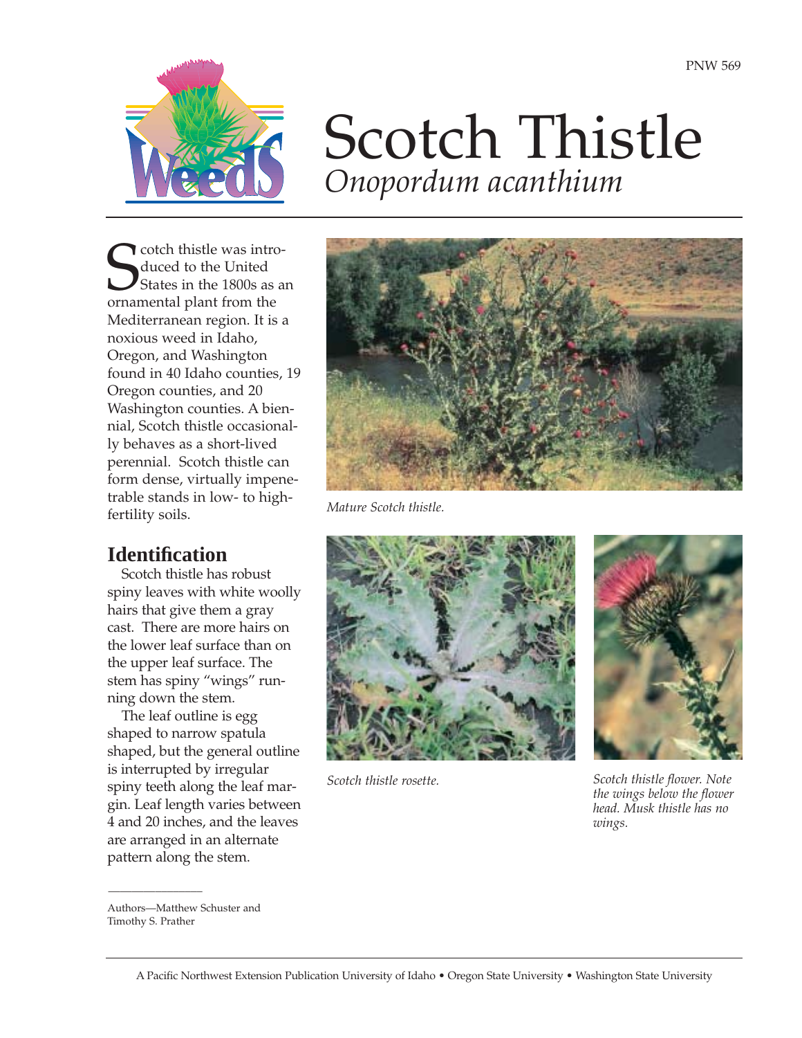PNW 569

# Scotch Thistle

## *Onopordum acanthium*

Scotch thistle was introduced to the United States in the 1800s as an ornamental plant from the Mediterranean region. It is a noxious weed in Idaho, Oregon, and Washington found in 40 Idaho counties, 19 Oregon counties, and 20 Washington counties. A biennial, Scotch thistle occasionally behaves as a short-lived perennial. Scotch thistle can form dense, virtually impenetrable stands in low- to high-fertility soils.

*Mature Scotch thistle.*

## Identification

Scotch thistle has robust spiny leaves with white woolly hairs that give them a gray cast. There are more hairs on the lower leaf surface than on the upper leaf surface. The stem has spiny "wings" running down the stem.

The leaf outline is egg shaped to narrow spatula shaped, but the general outline is interrupted by irregular spiny teeth along the leaf margin. Leaf length varies between 4 and 20 inches, and the leaves are arranged in an alternate pattern along the stem.

*Scotch thistle rosette.*

*Scotch thistle flower. Note the wings below the flower head. Musk thistle has no wings.*

Authors—Matthew Schuster and Timothy S. Prather

A Pacific Northwest Extension Publication University of Idaho • Oregon State University • Washington State University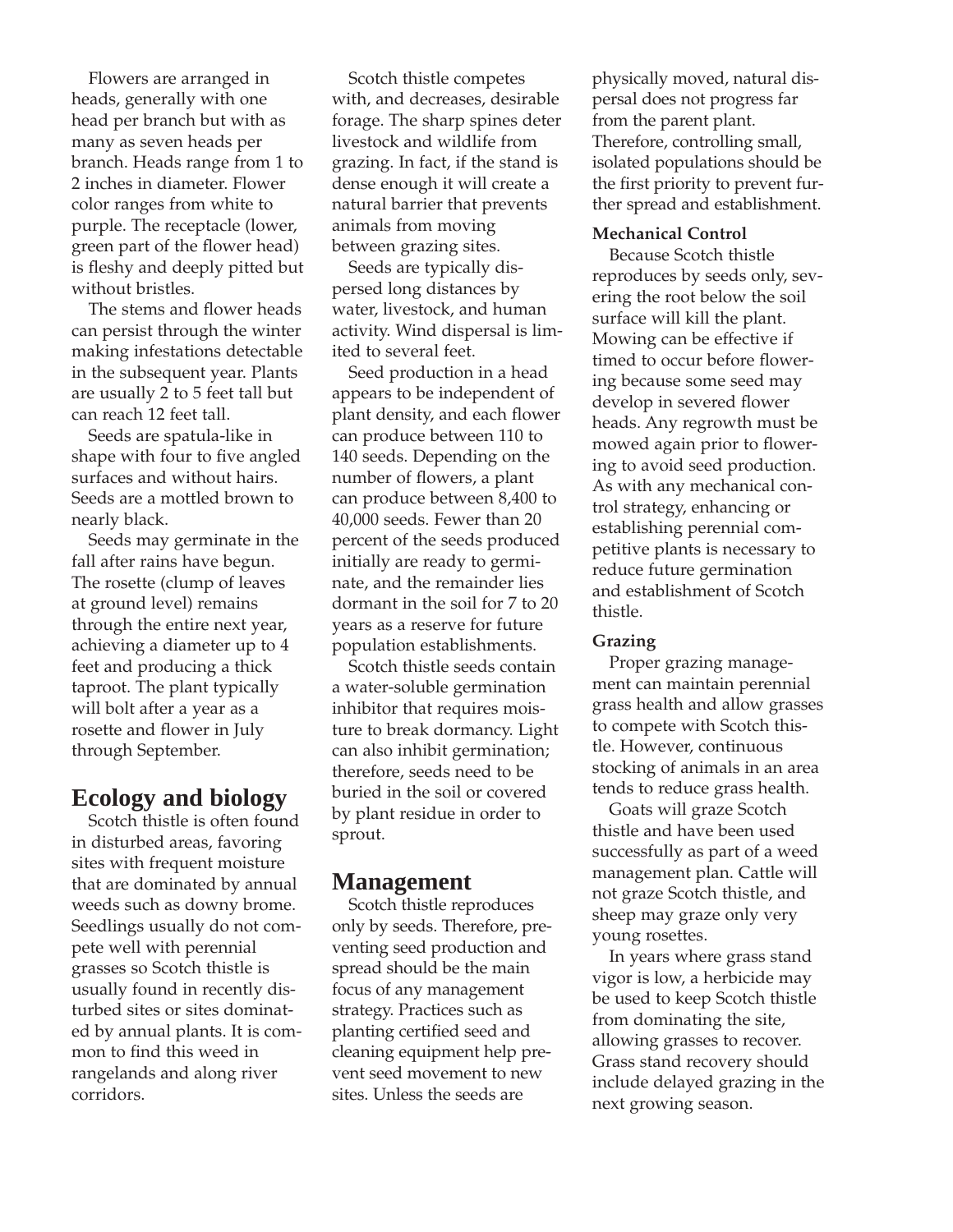Flowers are arranged in heads, generally with one head per branch but with as many as seven heads per branch. Heads range from 1 to 2 inches in diameter. Flower color ranges from white to purple. The receptacle (lower, green part of the flower head) is fleshy and deeply pitted but without bristles.

The stems and flower heads can persist through the winter making infestations detectable in the subsequent year. Plants are usually 2 to 5 feet tall but can reach 12 feet tall.

Seeds are spatula-like in shape with four to five angled surfaces and without hairs. Seeds are a mottled brown to nearly black.

Seeds may germinate in the fall after rains have begun. The rosette (clump of leaves at ground level) remains through the entire next year, achieving a diameter up to 4 feet and producing a thick taproot. The plant typically will bolt after a year as a rosette and flower in July through September.

## Ecology and biology

Scotch thistle is often found in disturbed areas, favoring sites with frequent moisture that are dominated by annual weeds such as downy brome. Seedlings usually do not compete well with perennial grasses so Scotch thistle is usually found in recently disturbed sites or sites dominated by annual plants. It is common to find this weed in rangelands and along river corridors.

Scotch thistle competes with, and decreases, desirable forage. The sharp spines deter livestock and wildlife from grazing. In fact, if the stand is dense enough it will create a natural barrier that prevents animals from moving between grazing sites.

Seeds are typically dispersed long distances by water, livestock, and human activity. Wind dispersal is limited to several feet.

Seed production in a head appears to be independent of plant density, and each flower can produce between 110 to 140 seeds. Depending on the number of flowers, a plant can produce between 8,400 to 40,000 seeds. Fewer than 20 percent of the seeds produced initially are ready to germinate, and the remainder lies dormant in the soil for 7 to 20 years as a reserve for future population establishments.

Scotch thistle seeds contain a water-soluble germination inhibitor that requires moisture to break dormancy. Light can also inhibit germination; therefore, seeds need to be buried in the soil or covered by plant residue in order to sprout.

## Management

Scotch thistle reproduces only by seeds. Therefore, preventing seed production and spread should be the main focus of any management strategy. Practices such as planting certified seed and cleaning equipment help prevent seed movement to new sites. Unless the seeds are physically moved, natural dispersal does not progress far from the parent plant. Therefore, controlling small, isolated populations should be the first priority to prevent further spread and establishment.

### Mechanical Control

Because Scotch thistle reproduces by seeds only, severing the root below the soil surface will kill the plant. Mowing can be effective if timed to occur before flowering because some seed may develop in severed flower heads. Any regrowth must be mowed again prior to flowering to avoid seed production. As with any mechanical control strategy, enhancing or establishing perennial competitive plants is necessary to reduce future germination and establishment of Scotch thistle.

### Grazing

Proper grazing management can maintain perennial grass health and allow grasses to compete with Scotch thistle. However, continuous stocking of animals in an area tends to reduce grass health.

Goats will graze Scotch thistle and have been used successfully as part of a weed management plan. Cattle will not graze Scotch thistle, and sheep may graze only very young rosettes.

In years where grass stand vigor is low, a herbicide may be used to keep Scotch thistle from dominating the site, allowing grasses to recover. Grass stand recovery should include delayed grazing in the next growing season.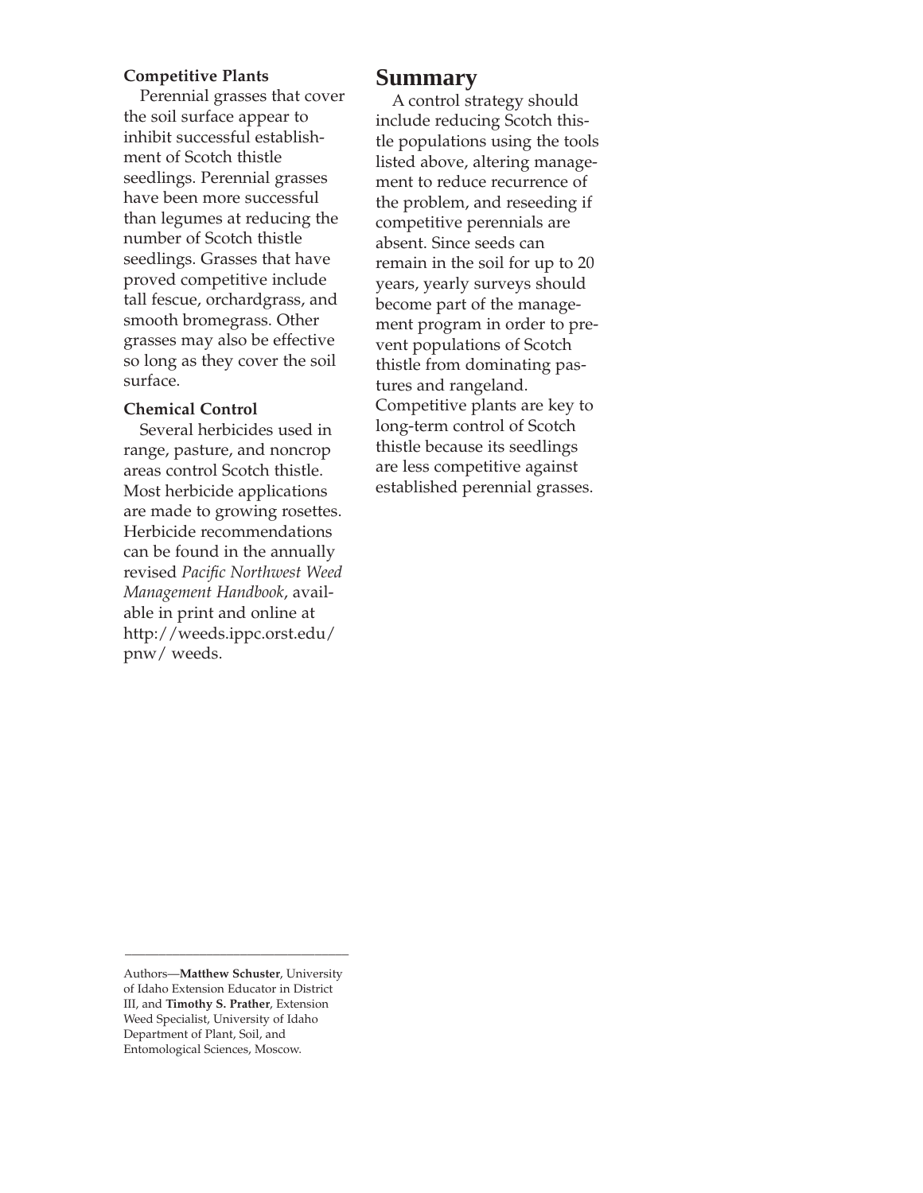### Competitive Plants

Perennial grasses that cover the soil surface appear to inhibit successful establishment of Scotch thistle seedlings. Perennial grasses have been more successful than legumes at reducing the number of Scotch thistle seedlings. Grasses that have proved competitive include tall fescue, orchardgrass, and smooth bromegrass. Other grasses may also be effective so long as they cover the soil surface.

### Chemical Control

Several herbicides used in range, pasture, and noncrop areas control Scotch thistle. Most herbicide applications are made to growing rosettes. Herbicide recommendations can be found in the annually revised *Pacific Northwest Weed Management Handbook*, available in print and online at http://weeds.ippc.orst.edu/pnw/ weeds.

## Summary

A control strategy should include reducing Scotch thistle populations using the tools listed above, altering management to reduce recurrence of the problem, and reseeding if competitive perennials are absent. Since seeds can remain in the soil for up to 20 years, yearly surveys should become part of the management program in order to prevent populations of Scotch thistle from dominating pastures and rangeland. Competitive plants are key to long-term control of Scotch thistle because its seedlings are less competitive against established perennial grasses.

---

Authors—**Matthew Schuster**, University of Idaho Extension Educator in District III, and **Timothy S. Prather**, Extension Weed Specialist, University of Idaho Department of Plant, Soil, and Entomological Sciences, Moscow.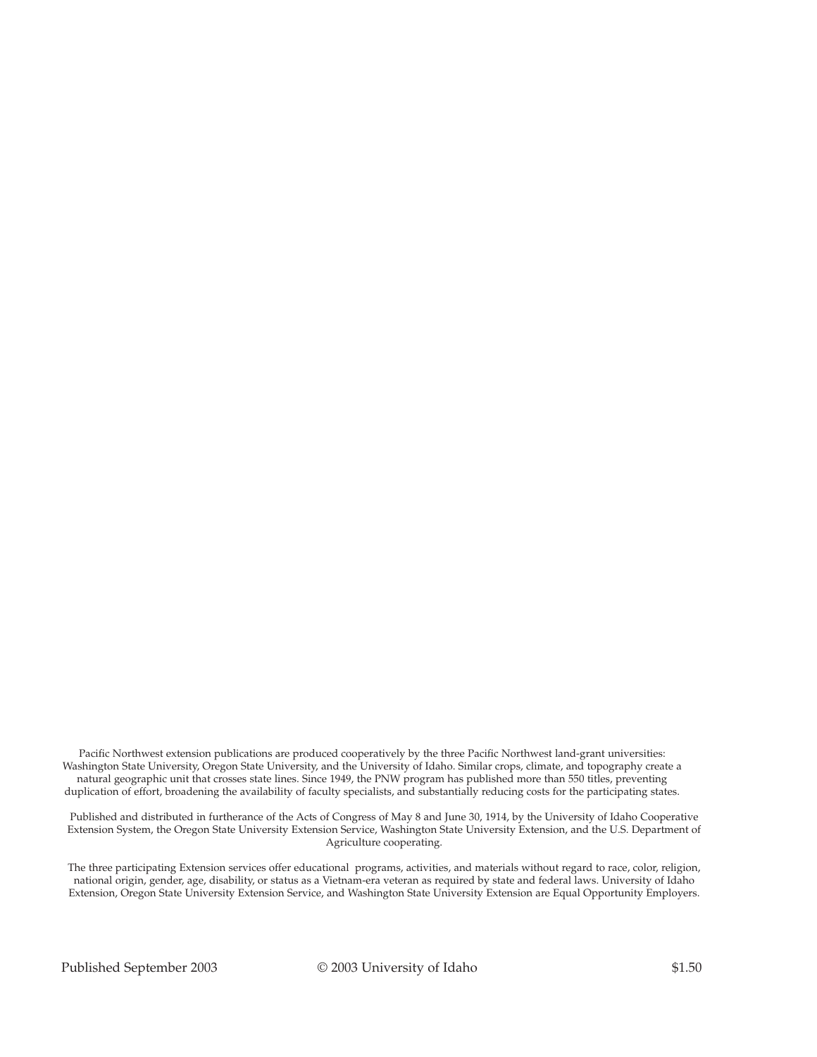Pacific Northwest extension publications are produced cooperatively by the three Pacific Northwest land-grant universities: Washington State University, Oregon State University, and the University of Idaho. Similar crops, climate, and topography create a natural geographic unit that crosses state lines. Since 1949, the PNW program has published more than 550 titles, preventing duplication of effort, broadening the availability of faculty specialists, and substantially reducing costs for the participating states.

Published and distributed in furtherance of the Acts of Congress of May 8 and June 30, 1914, by the University of Idaho Cooperative Extension System, the Oregon State University Extension Service, Washington State University Extension, and the U.S. Department of Agriculture cooperating.

The three participating Extension services offer educational programs, activities, and materials without regard to race, color, religion, national origin, gender, age, disability, or status as a Vietnam-era veteran as required by state and federal laws. University of Idaho Extension, Oregon State University Extension Service, and Washington State University Extension are Equal Opportunity Employers.

Published September 2003 © 2003 University of Idaho $1.50